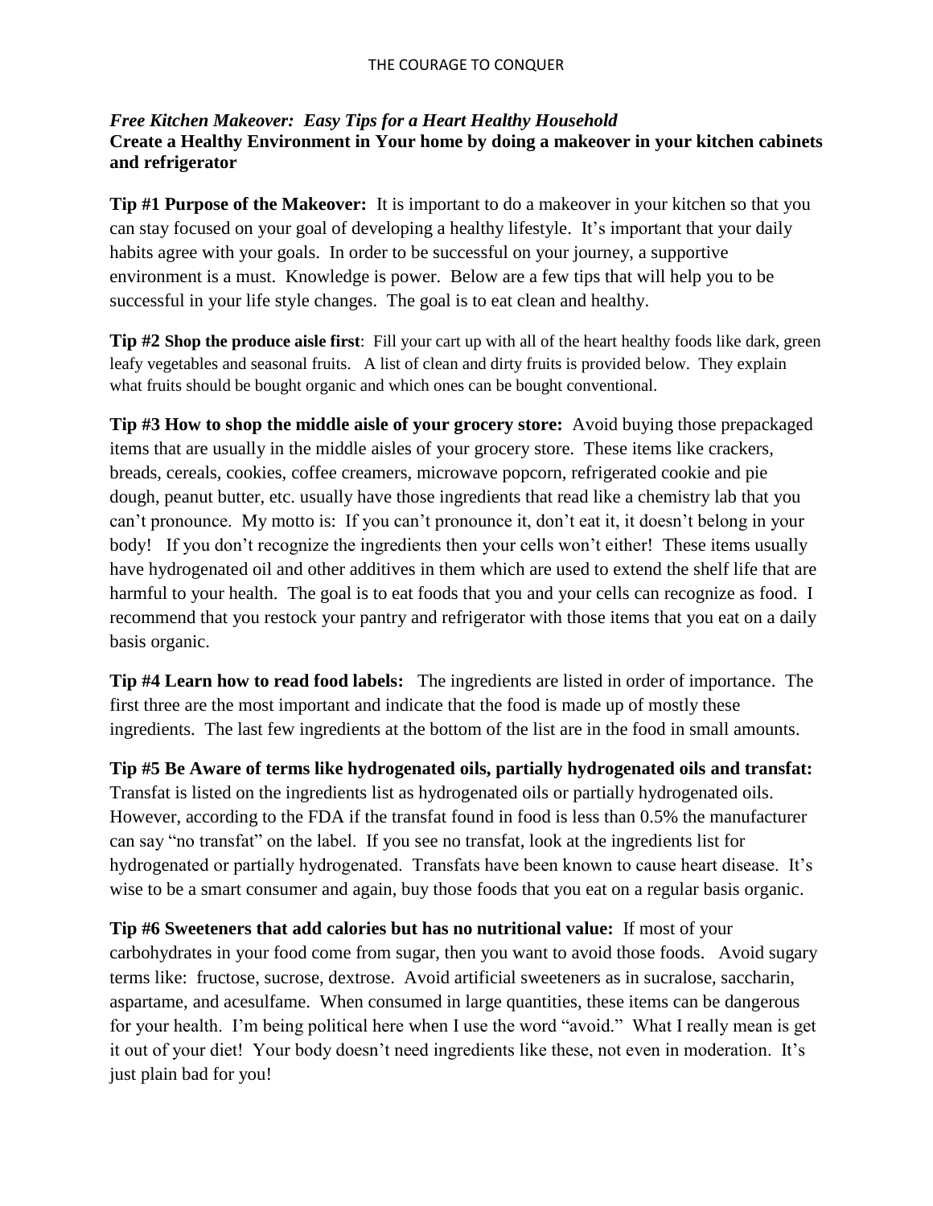## *Free Kitchen Makeover: Easy Tips for a Heart Healthy Household*

**Create a Healthy Environment in Your home by doing a makeover in your kitchen cabinets and refrigerator**

**Tip #1 Purpose of the Makeover:** It is important to do a makeover in your kitchen so that you can stay focused on your goal of developing a healthy lifestyle. It's important that your daily habits agree with your goals. In order to be successful on your journey, a supportive environment is a must. Knowledge is power. Below are a few tips that will help you to be successful in your life style changes. The goal is to eat clean and healthy.

**Tip #2 Shop the produce aisle first**: Fill your cart up with all of the heart healthy foods like dark, green leafy vegetables and seasonal fruits. A list of clean and dirty fruits is provided below. They explain what fruits should be bought organic and which ones can be bought conventional.

**Tip #3 How to shop the middle aisle of your grocery store:** Avoid buying those prepackaged items that are usually in the middle aisles of your grocery store. These items like crackers, breads, cereals, cookies, coffee creamers, microwave popcorn, refrigerated cookie and pie dough, peanut butter, etc. usually have those ingredients that read like a chemistry lab that you can't pronounce. My motto is: If you can't pronounce it, don't eat it, it doesn't belong in your body! If you don't recognize the ingredients then your cells won't either! These items usually have hydrogenated oil and other additives in them which are used to extend the shelf life that are harmful to your health. The goal is to eat foods that you and your cells can recognize as food. I recommend that you restock your pantry and refrigerator with those items that you eat on a daily basis organic.

**Tip #4 Learn how to read food labels:** The ingredients are listed in order of importance. The first three are the most important and indicate that the food is made up of mostly these ingredients. The last few ingredients at the bottom of the list are in the food in small amounts.

**Tip #5 Be Aware of terms like hydrogenated oils, partially hydrogenated oils and transfat:** Transfat is listed on the ingredients list as hydrogenated oils or partially hydrogenated oils. However, according to the FDA if the transfat found in food is less than 0.5% the manufacturer can say "no transfat" on the label. If you see no transfat, look at the ingredients list for hydrogenated or partially hydrogenated. Transfats have been known to cause heart disease. It's wise to be a smart consumer and again, buy those foods that you eat on a regular basis organic.

**Tip #6 Sweeteners that add calories but has no nutritional value:** If most of your carbohydrates in your food come from sugar, then you want to avoid those foods. Avoid sugary terms like: fructose, sucrose, dextrose. Avoid artificial sweeteners as in sucralose, saccharin, aspartame, and acesulfame. When consumed in large quantities, these items can be dangerous for your health. I'm being political here when I use the word "avoid." What I really mean is get it out of your diet! Your body doesn't need ingredients like these, not even in moderation. It's just plain bad for you!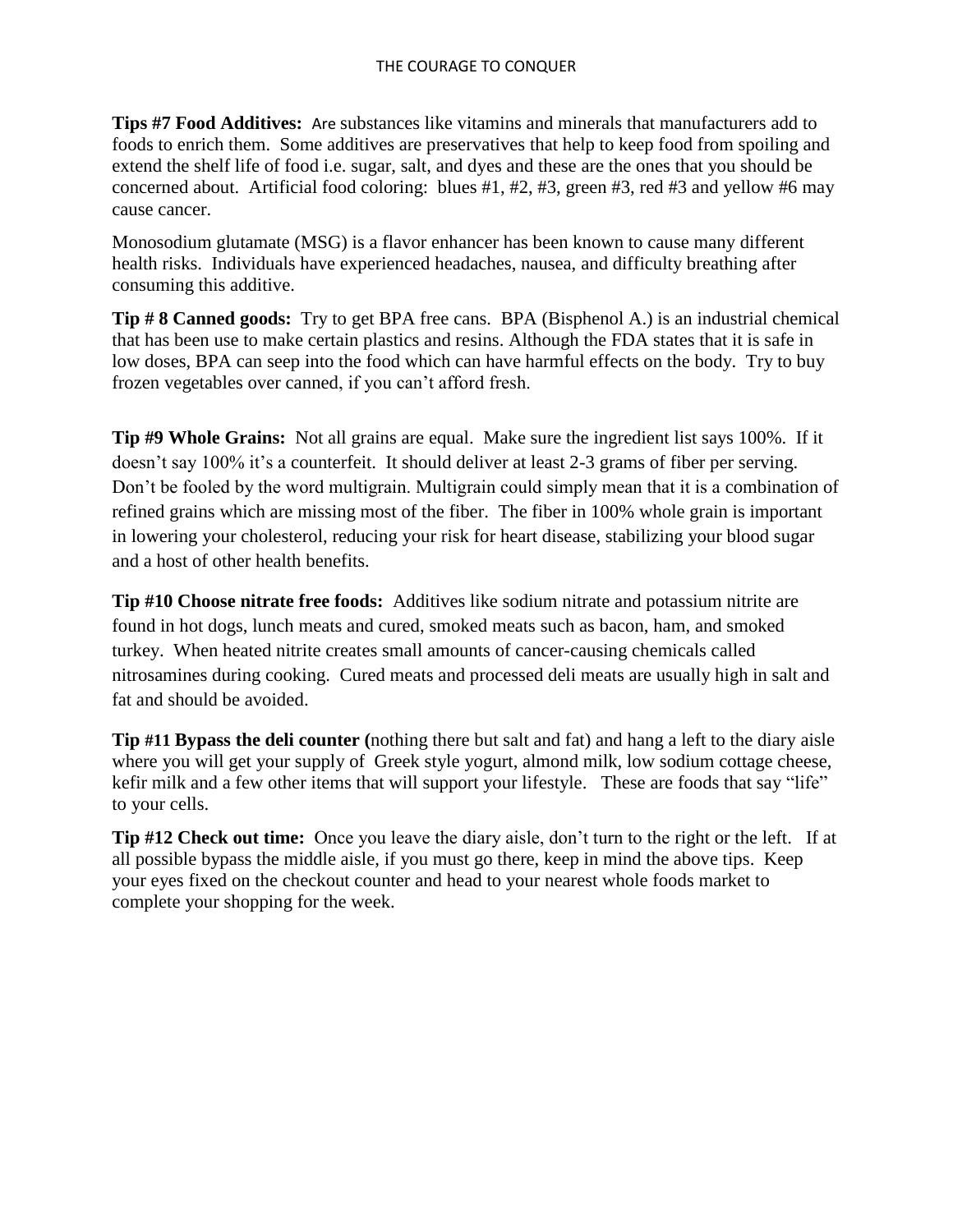**Tips #7 Food Additives:** Are substances like vitamins and minerals that manufacturers add to foods to enrich them. Some additives are preservatives that help to keep food from spoiling and extend the shelf life of food i.e. sugar, salt, and dyes and these are the ones that you should be concerned about. Artificial food coloring: blues #1, #2, #3, green #3, red #3 and yellow #6 may cause cancer.

Monosodium glutamate (MSG) is a flavor enhancer has been known to cause many different health risks. Individuals have experienced headaches, nausea, and difficulty breathing after consuming this additive.

**Tip # 8 Canned goods:** Try to get BPA free cans. BPA (Bisphenol A.) is an industrial chemical that has been use to make certain plastics and resins. Although the FDA states that it is safe in low doses, BPA can seep into the food which can have harmful effects on the body. Try to buy frozen vegetables over canned, if you can't afford fresh.

**Tip #9 Whole Grains:** Not all grains are equal. Make sure the ingredient list says 100%. If it doesn't say 100% it's a counterfeit. It should deliver at least 2-3 grams of fiber per serving. Don't be fooled by the word multigrain. Multigrain could simply mean that it is a combination of refined grains which are missing most of the fiber. The fiber in 100% whole grain is important in lowering your cholesterol, reducing your risk for heart disease, stabilizing your blood sugar and a host of other health benefits.

**Tip #10 Choose nitrate free foods:** Additives like sodium nitrate and potassium nitrite are found in hot dogs, lunch meats and cured, smoked meats such as bacon, ham, and smoked turkey. When heated nitrite creates small amounts of cancer-causing chemicals called nitrosamines during cooking. Cured meats and processed deli meats are usually high in salt and fat and should be avoided.

**Tip #11 Bypass the deli counter (**nothing there but salt and fat) and hang a left to the diary aisle where you will get your supply of Greek style yogurt, almond milk, low sodium cottage cheese, kefir milk and a few other items that will support your lifestyle. These are foods that say "life" to your cells.

**Tip #12 Check out time:** Once you leave the diary aisle, don't turn to the right or the left. If at all possible bypass the middle aisle, if you must go there, keep in mind the above tips. Keep your eyes fixed on the checkout counter and head to your nearest whole foods market to complete your shopping for the week.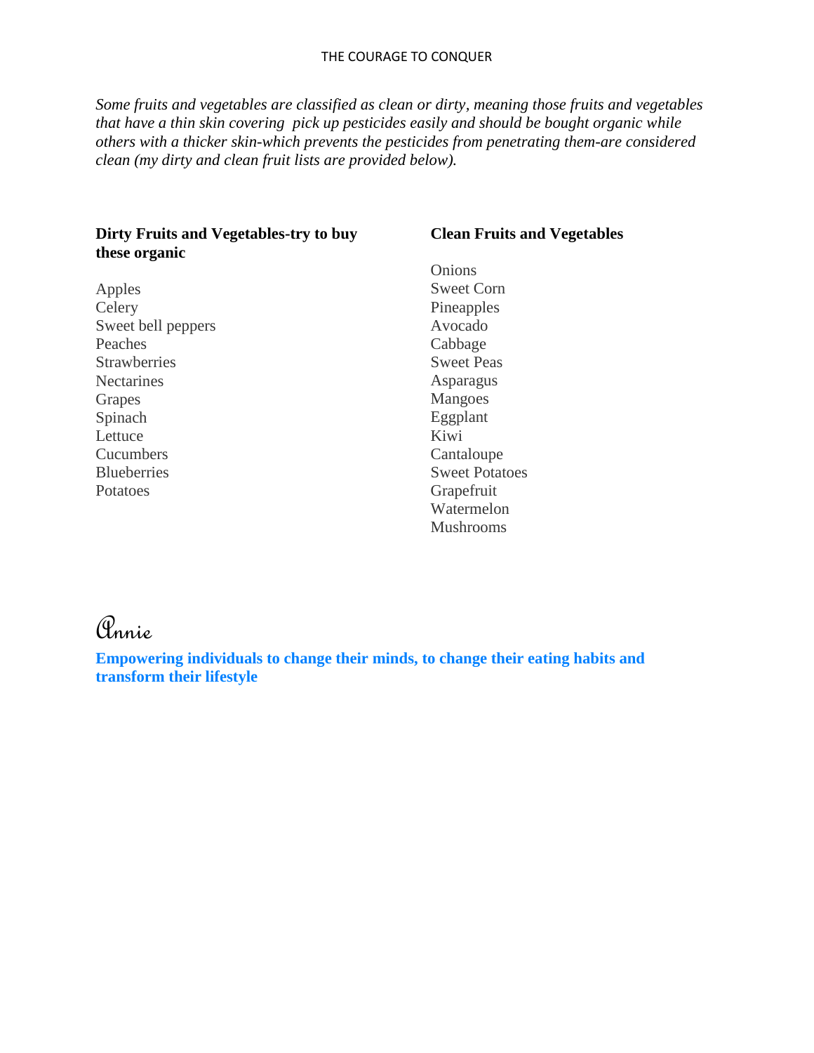*Some fruits and vegetables are classified as clean or dirty, meaning those fruits and vegetables that have a thin skin covering pick up pesticides easily and should be bought organic while others with a thicker skin-which prevents the pesticides from penetrating them-are considered clean (my dirty and clean fruit lists are provided below).*

**Dirty Fruits and Vegetables-try to buy these organic**

Apples
Celery
Sweet bell peppers
Peaches
Strawberries
Nectarines
Grapes
Spinach
Lettuce
Cucumbers
Blueberries
Potatoes

**Clean Fruits and Vegetables**

Onions
Sweet Corn
Pineapples
Avocado
Cabbage
Sweet Peas
Asparagus
Mangoes
Eggplant
Kiwi
Cantaloupe
Sweet Potatoes
Grapefruit
Watermelon
Mushrooms

Annie

**Empowering individuals to change their minds, to change their eating habits and transform their lifestyle**